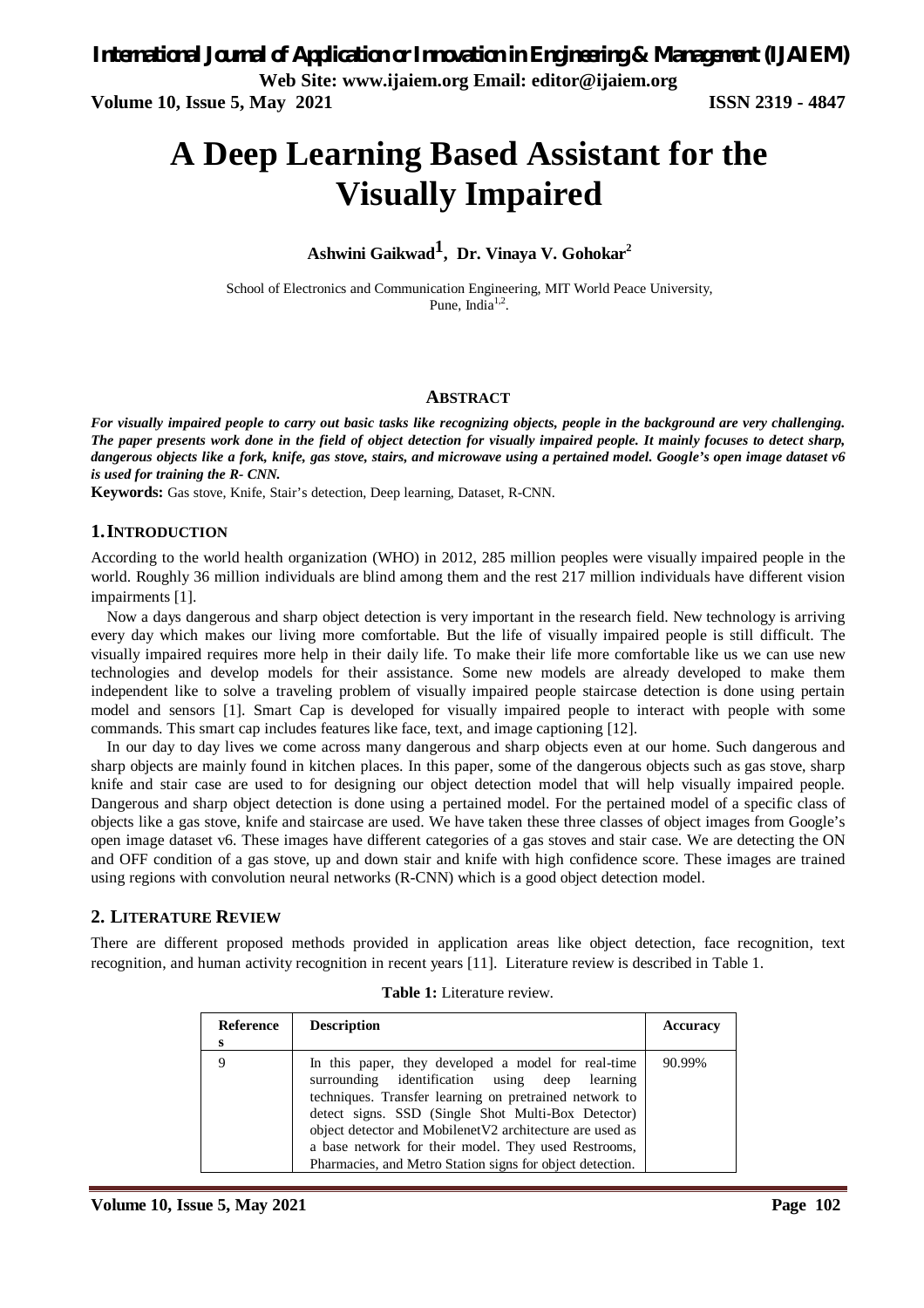# A Deep Learning Based Assistant for the Visually Impaired

**Ashwini Gaikwad[1], Dr. Vinaya V. Gohokar[2]**

School of Electronics and Communication Engineering, MIT World Peace University, Pune, India[1,2].

## ABSTRACT

***For visually impaired people to carry out basic tasks like recognizing objects, people in the background are very challenging. The paper presents work done in the field of object detection for visually impaired people. It mainly focuses to detect sharp, dangerous objects like a fork, knife, gas stove, stairs, and microwave using a pertained model. Google's open image dataset v6 is used for training the R- CNN.***

**Keywords:** Gas stove, Knife, Stair's detection, Deep learning, Dataset, R-CNN.

## 1. INTRODUCTION

According to the world health organization (WHO) in 2012, 285 million peoples were visually impaired people in the world. Roughly 36 million individuals are blind among them and the rest 217 million individuals have different vision impairments [1].

Now a days dangerous and sharp object detection is very important in the research field. New technology is arriving every day which makes our living more comfortable. But the life of visually impaired people is still difficult. The visually impaired requires more help in their daily life. To make their life more comfortable like us we can use new technologies and develop models for their assistance. Some new models are already developed to make them independent like to solve a traveling problem of visually impaired people staircase detection is done using pertain model and sensors [1]. Smart Cap is developed for visually impaired people to interact with people with some commands. This smart cap includes features like face, text, and image captioning [12].

In our day to day lives we come across many dangerous and sharp objects even at our home. Such dangerous and sharp objects are mainly found in kitchen places. In this paper, some of the dangerous objects such as gas stove, sharp knife and stair case are used to for designing our object detection model that will help visually impaired people. Dangerous and sharp object detection is done using a pertained model. For the pertained model of a specific class of objects like a gas stove, knife and staircase are used. We have taken these three classes of object images from Google's open image dataset v6. These images have different categories of a gas stoves and stair case. We are detecting the ON and OFF condition of a gas stove, up and down stair and knife with high confidence score. These images are trained using regions with convolution neural networks (R-CNN) which is a good object detection model.

## 2. LITERATURE REVIEW

There are different proposed methods provided in application areas like object detection, face recognition, text recognition, and human activity recognition in recent years [11]. Literature review is described in Table 1.

**Table 1:** Literature review.

| References | Description | Accuracy |
|---|---|---|
| 9 | In this paper, they developed a model for real-time surrounding identification using deep learning techniques. Transfer learning on pretrained network to detect signs. SSD (Single Shot Multi-Box Detector) object detector and MobilenetV2 architecture are used as a base network for their model. They used Restrooms, Pharmacies, and Metro Station signs for object detection. | 90.99% |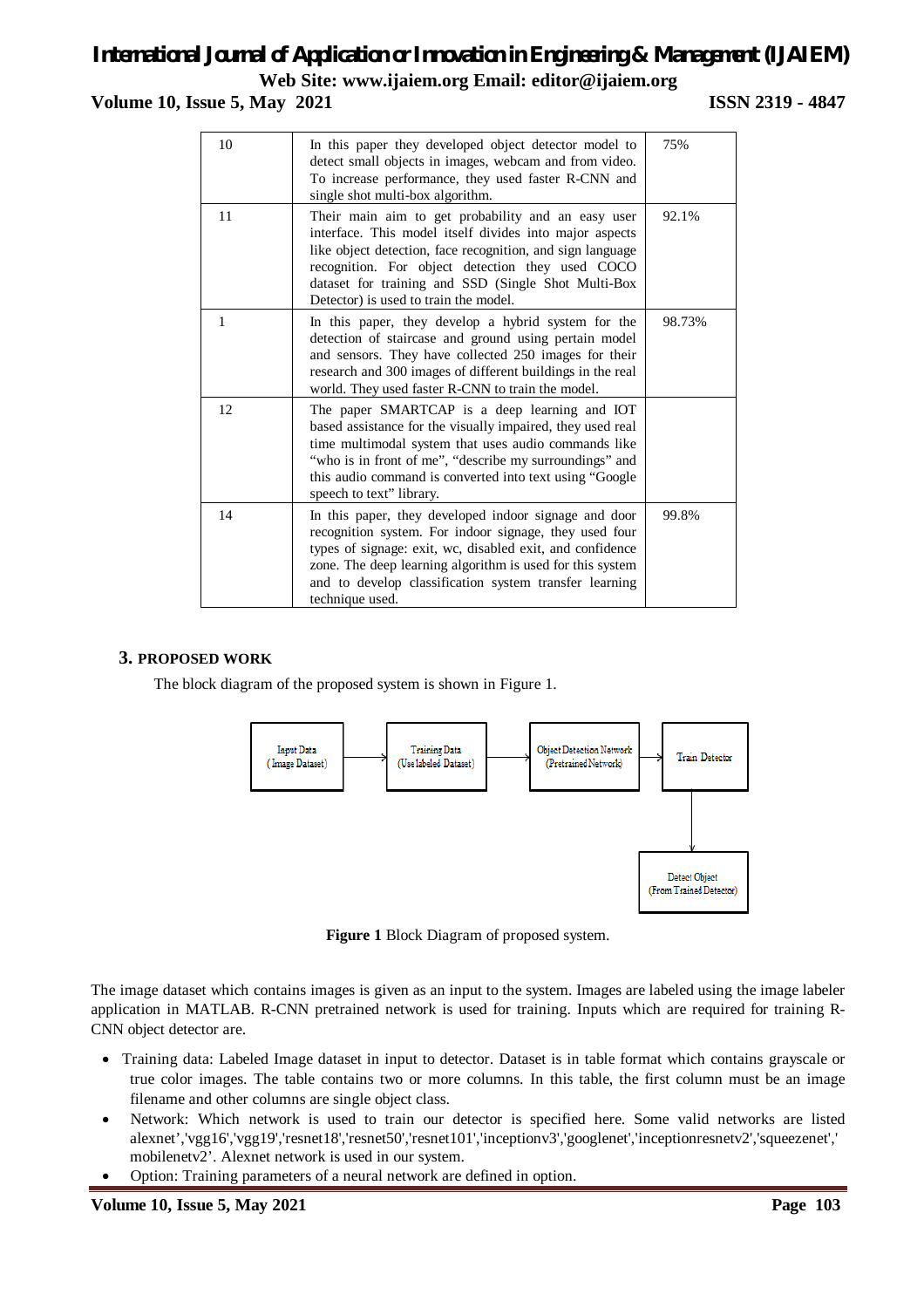| | | |
|---|---|---|
| 10 | In this paper they developed object detector model to detect small objects in images, webcam and from video. To increase performance, they used faster R-CNN and single shot multi-box algorithm. | 75% |
| 11 | Their main aim to get probability and an easy user interface. This model itself divides into major aspects like object detection, face recognition, and sign language recognition. For object detection they used COCO dataset for training and SSD (Single Shot Multi-Box Detector) is used to train the model. | 92.1% |
| 1 | In this paper, they develop a hybrid system for the detection of staircase and ground using pertain model and sensors. They have collected 250 images for their research and 300 images of different buildings in the real world. They used faster R-CNN to train the model. | 98.73% |
| 12 | The paper SMARTCAP is a deep learning and IOT based assistance for the visually impaired, they used real time multimodal system that uses audio commands like "who is in front of me", "describe my surroundings" and this audio command is converted into text using "Google speech to text" library. | |
| 14 | In this paper, they developed indoor signage and door recognition system. For indoor signage, they used four types of signage: exit, wc, disabled exit, and confidence zone. The deep learning algorithm is used for this system and to develop classification system transfer learning technique used. | 99.8% |

## 3. PROPOSED WORK

The block diagram of the proposed system is shown in Figure 1.

Input Data (Image Dataset)

Training Data (Use labeled Dataset)

Object Detection Network (Pretrained Network)

Train Detector

Detect Object (From Trained Detector)

**Figure 1** Block Diagram of proposed system.

The image dataset which contains images is given as an input to the system. Images are labeled using the image labeler application in MATLAB. R-CNN pretrained network is used for training. Inputs which are required for training R-CNN object detector are.

- Training data: Labeled Image dataset in input to detector. Dataset is in table format which contains grayscale or true color images. The table contains two or more columns. In this table, the first column must be an image filename and other columns are single object class.
- Network: Which network is used to train our detector is specified here. Some valid networks are listed alexnet','vgg16','vgg19','resnet18','resnet50','resnet101','inceptionv3','googlenet','inceptionresnetv2','squeezenet',' mobilenetv2'. Alexnet network is used in our system.
- Option: Training parameters of a neural network are defined in option.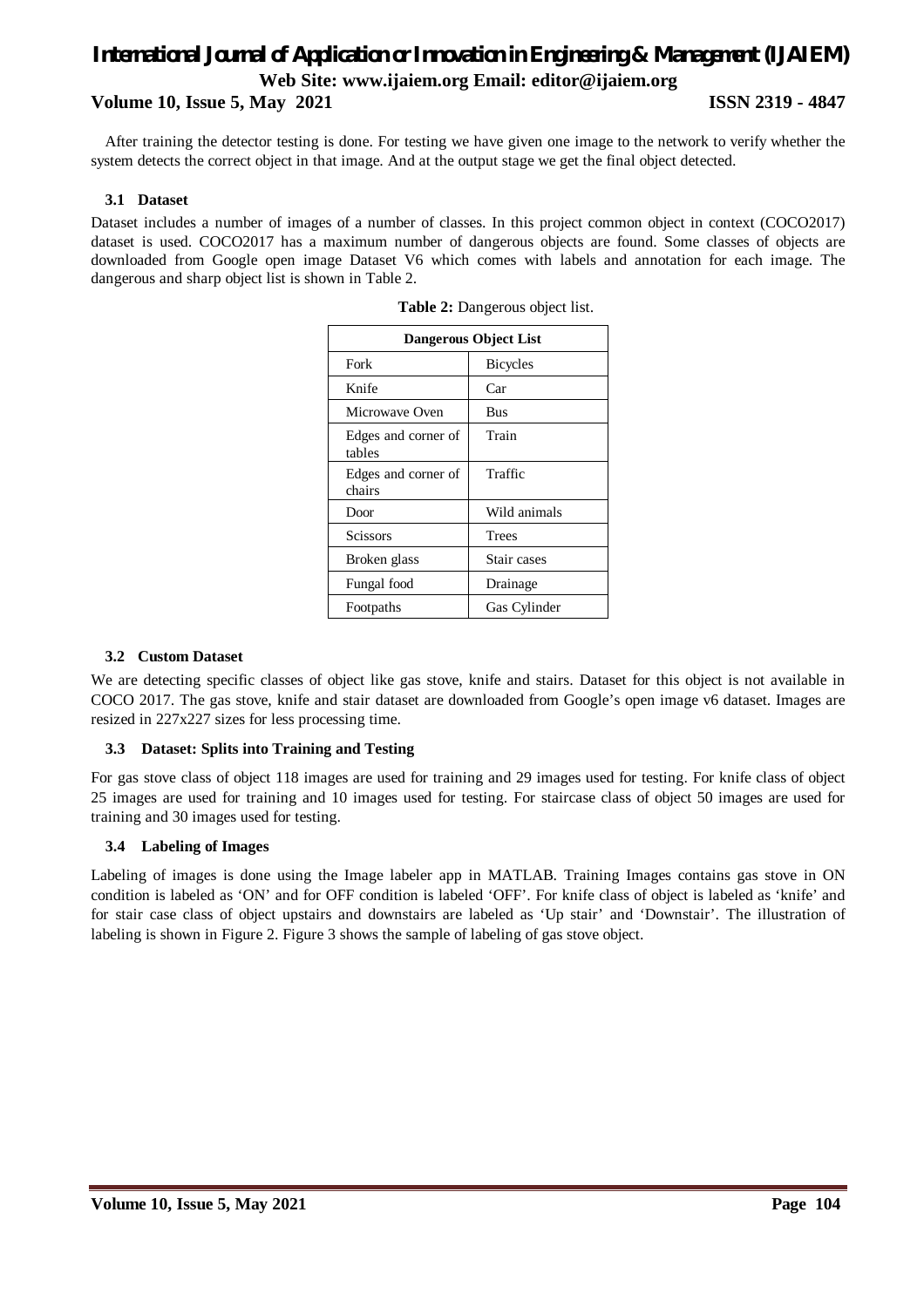After training the detector testing is done. For testing we have given one image to the network to verify whether the system detects the correct object in that image. And at the output stage we get the final object detected.

### 3.1 Dataset

Dataset includes a number of images of a number of classes. In this project common object in context (COCO2017) dataset is used. COCO2017 has a maximum number of dangerous objects are found. Some classes of objects are downloaded from Google open image Dataset V6 which comes with labels and annotation for each image. The dangerous and sharp object list is shown in Table 2.

**Table 2:** Dangerous object list.

| Dangerous Object List | |
|---|---|
| Fork | Bicycles |
| Knife | Car |
| Microwave Oven | Bus |
| Edges and corner of tables | Train |
| Edges and corner of chairs | Traffic |
| Door | Wild animals |
| Scissors | Trees |
| Broken glass | Stair cases |
| Fungal food | Drainage |
| Footpaths | Gas Cylinder |

### 3.2 Custom Dataset

We are detecting specific classes of object like gas stove, knife and stairs. Dataset for this object is not available in COCO 2017. The gas stove, knife and stair dataset are downloaded from Google's open image v6 dataset. Images are resized in 227x227 sizes for less processing time.

### 3.3 Dataset: Splits into Training and Testing

For gas stove class of object 118 images are used for training and 29 images used for testing. For knife class of object 25 images are used for training and 10 images used for testing. For staircase class of object 50 images are used for training and 30 images used for testing.

### 3.4 Labeling of Images

Labeling of images is done using the Image labeler app in MATLAB. Training Images contains gas stove in ON condition is labeled as 'ON' and for OFF condition is labeled 'OFF'. For knife class of object is labeled as 'knife' and for stair case class of object upstairs and downstairs are labeled as 'Up stair' and 'Downstair'. The illustration of labeling is shown in Figure 2. Figure 3 shows the sample of labeling of gas stove object.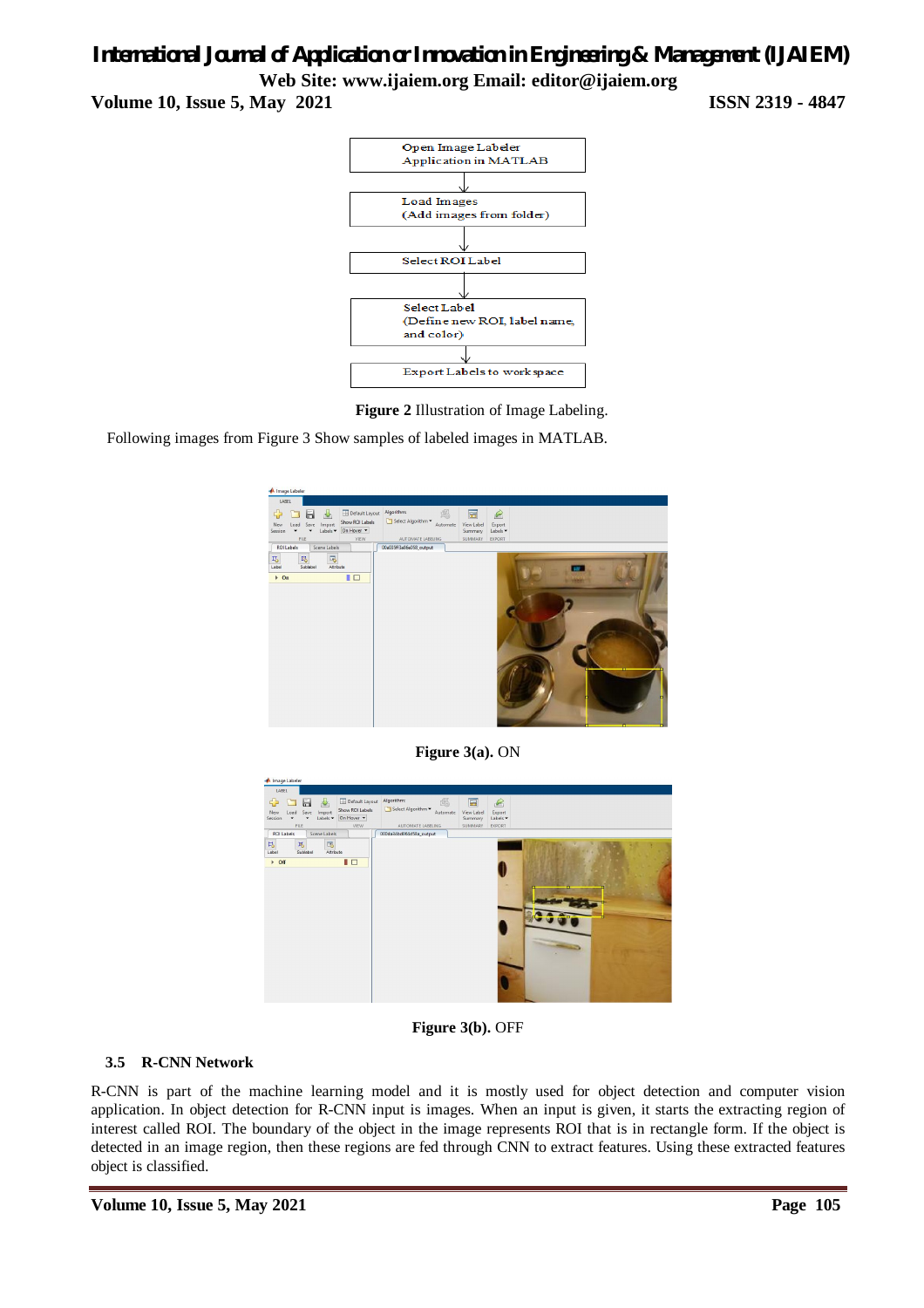Open Image Labeler Application in MATLAB

Load Images (Add images from folder)

Select ROI Label

Select Label (Define new ROI, label name, and color)

Export Labels to work space

**Figure 2** Illustration of Image Labeling.

Following images from Figure 3 Show samples of labeled images in MATLAB.

**Figure 3(a).** ON

**Figure 3(b).** OFF

### 3.5 R-CNN Network

R-CNN is part of the machine learning model and it is mostly used for object detection and computer vision application. In object detection for R-CNN input is images. When an input is given, it starts the extracting region of interest called ROI. The boundary of the object in the image represents ROI that is in rectangle form. If the object is detected in an image region, then these regions are fed through CNN to extract features. Using these extracted features object is classified.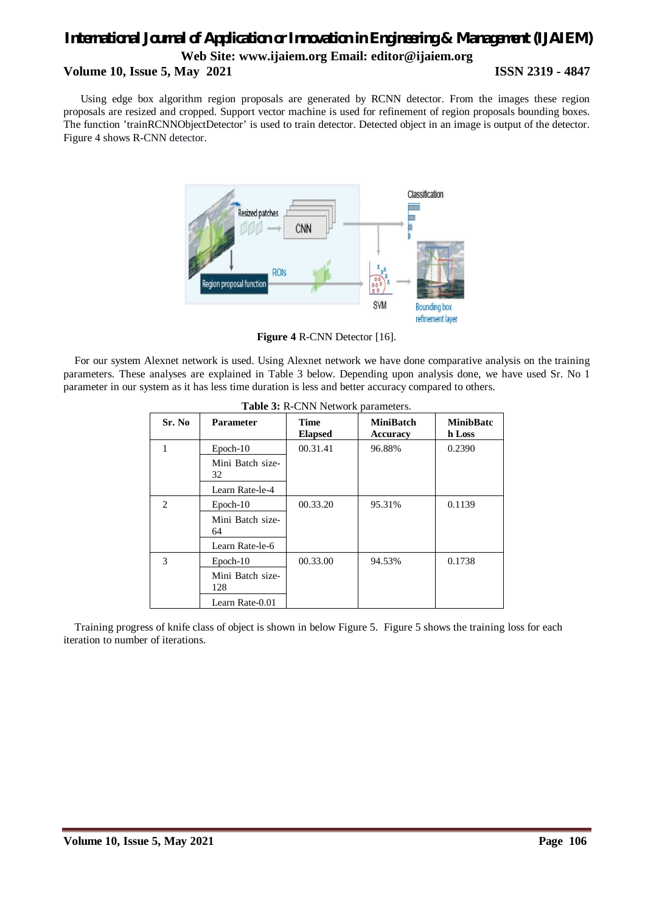Using edge box algorithm region proposals are generated by RCNN detector. From the images these region proposals are resized and cropped. Support vector machine is used for refinement of region proposals bounding boxes. The function 'trainRCNNObjectDetector' is used to train detector. Detected object in an image is output of the detector. Figure 4 shows R-CNN detector.

Classification

Resized patches

CNN

ROIs

Region proposal function

SVM

Bounding box refinement layer

**Figure 4** R-CNN Detector [16].

For our system Alexnet network is used. Using Alexnet network we have done comparative analysis on the training parameters. These analyses are explained in Table 3 below. Depending upon analysis done, we have used Sr. No 1 parameter in our system as it has less time duration is less and better accuracy compared to others.

**Table 3:** R-CNN Network parameters.

| Sr. No | Parameter | Time Elapsed | MiniBatch Accuracy | MinibBatch Loss |
|---|---|---|---|---|
| 1 | Epoch-10 | 00.31.41 | 96.88% | 0.2390 |
| | Mini Batch size-32 | | | |
| | Learn Rate-le-4 | | | |
| 2 | Epoch-10 | 00.33.20 | 95.31% | 0.1139 |
| | Mini Batch size-64 | | | |
| | Learn Rate-le-6 | | | |
| 3 | Epoch-10 | 00.33.00 | 94.53% | 0.1738 |
| | Mini Batch size-128 | | | |
| | Learn Rate-0.01 | | | |

Training progress of knife class of object is shown in below Figure 5. Figure 5 shows the training loss for each iteration to number of iterations.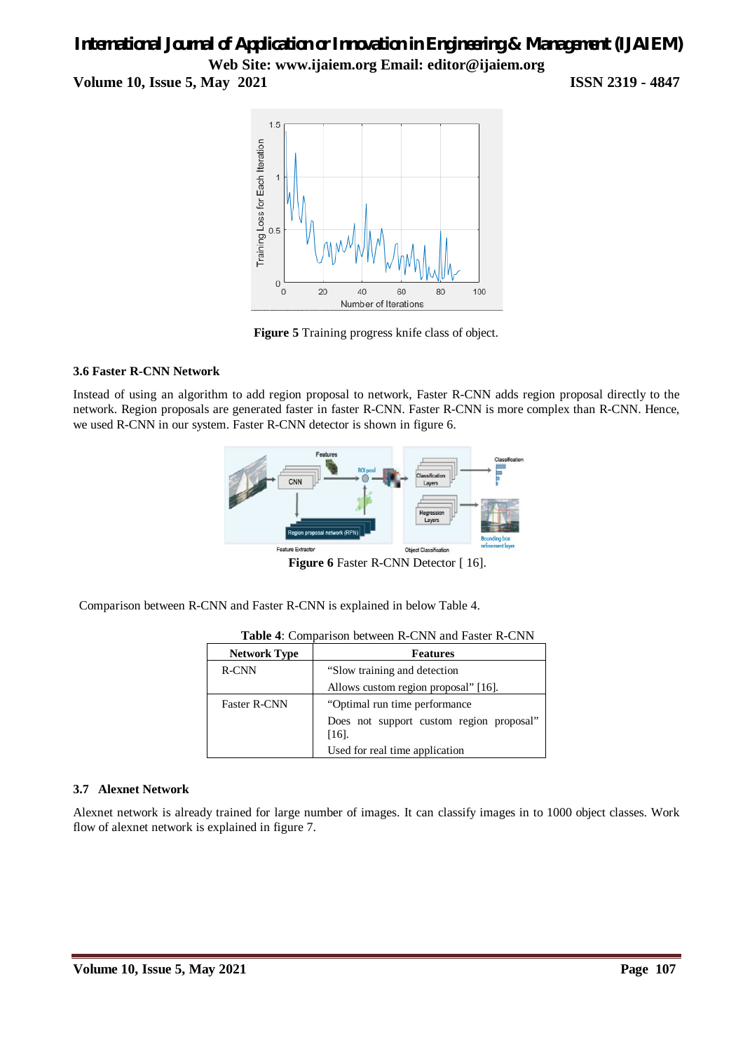**Figure 5** Training progress knife class of object.

### 3.6 Faster R-CNN Network

Instead of using an algorithm to add region proposal to network, Faster R-CNN adds region proposal directly to the network. Region proposals are generated faster in faster R-CNN. Faster R-CNN is more complex than R-CNN. Hence, we used R-CNN in our system. Faster R-CNN detector is shown in figure 6.

**Figure 6** Faster R-CNN Detector [ 16].

Comparison between R-CNN and Faster R-CNN is explained in below Table 4.

**Table 4**: Comparison between R-CNN and Faster R-CNN

| Network Type | Features |
|---|---|
| R-CNN | "Slow training and detection<br>Allows custom region proposal" [16]. |
| Faster R-CNN | "Optimal run time performance<br>Does not support custom region proposal" [16].<br>Used for real time application |

### 3.7 Alexnet Network

Alexnet network is already trained for large number of images. It can classify images in to 1000 object classes. Work flow of alexnet network is explained in figure 7.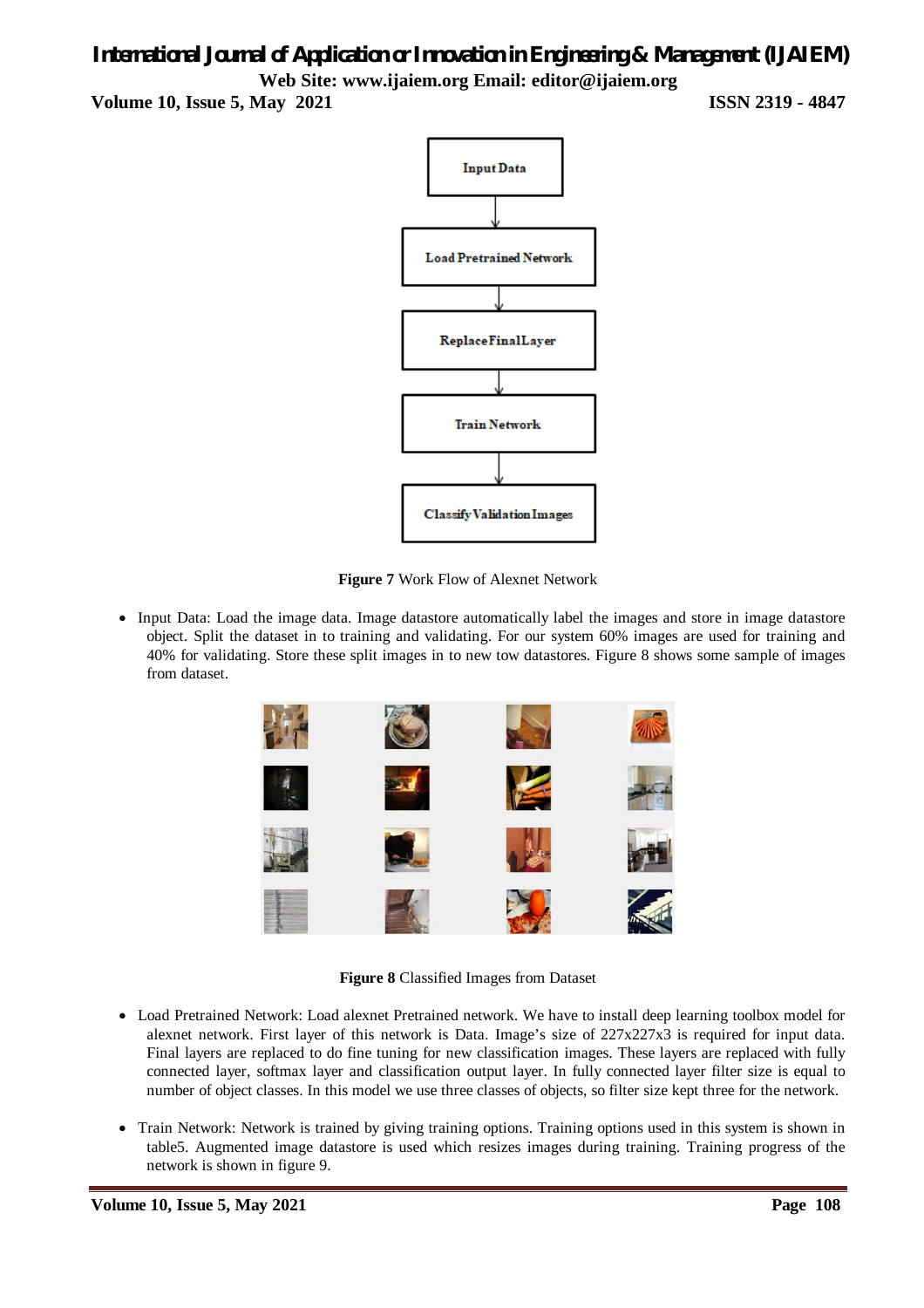Input Data

Load Pretrained Network

Replace Final Layer

Train Network

Classify Validation Images

**Figure 7** Work Flow of Alexnet Network

- Input Data: Load the image data. Image datastore automatically label the images and store in image datastore object. Split the dataset in to training and validating. For our system 60% images are used for training and 40% for validating. Store these split images in to new tow datastores. Figure 8 shows some sample of images from dataset.

**Figure 8** Classified Images from Dataset

- Load Pretrained Network: Load alexnet Pretrained network. We have to install deep learning toolbox model for alexnet network. First layer of this network is Data. Image's size of 227x227x3 is required for input data. Final layers are replaced to do fine tuning for new classification images. These layers are replaced with fully connected layer, softmax layer and classification output layer. In fully connected layer filter size is equal to number of object classes. In this model we use three classes of objects, so filter size kept three for the network.

- Train Network: Network is trained by giving training options. Training options used in this system is shown in table5. Augmented image datastore is used which resizes images during training. Training progress of the network is shown in figure 9.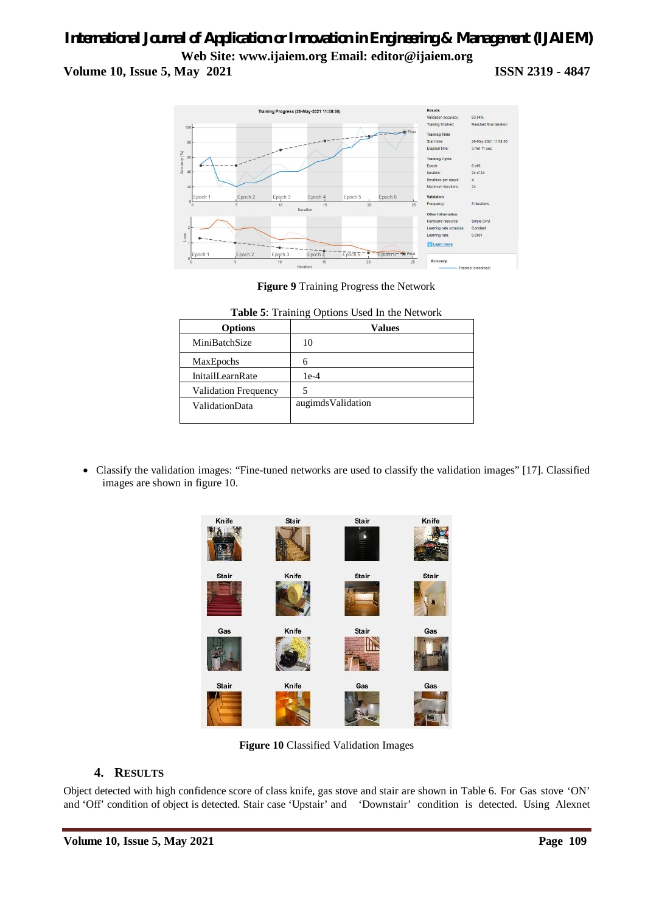Figure 9 Training Progress the Network

**Table 5**: Training Options Used In the Network

| Options | Values |
|---|---|
| MiniBatchSize | 10 |
| MaxEpochs | 6 |
| InitailLearnRate | 1e-4 |
| Validation Frequency | 5 |
| ValidationData | augimdsValidation |

- Classify the validation images: "Fine-tuned networks are used to classify the validation images" [17]. Classified images are shown in figure 10.

**Figure 10** Classified Validation Images

## 4. RESULTS

Object detected with high confidence score of class knife, gas stove and stair are shown in Table 6. For Gas stove 'ON' and 'Off' condition of object is detected. Stair case 'Upstair' and 'Downstair' condition is detected. Using Alexnet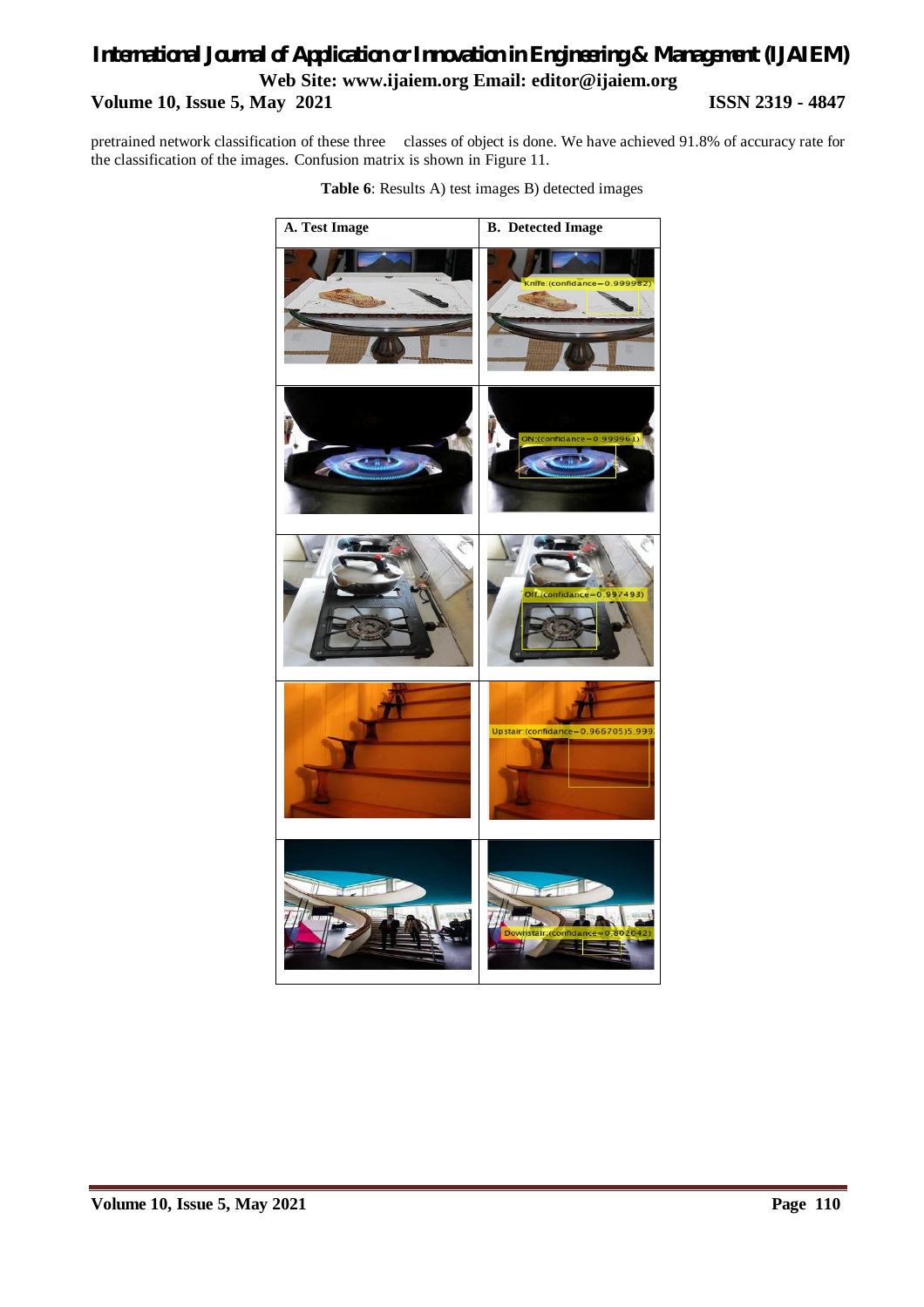pretrained network classification of these three classes of object is done. We have achieved 91.8% of accuracy rate for the classification of the images. Confusion matrix is shown in Figure 11.

**Table 6**: Results A) test images B) detected images

| A. Test Image | B. Detected Image |
| --- | --- |
| | Knife:(confidance=0.999982) |
| | ON:(confidance=0.999961) |
| | Off:(confidance=0.997493) |
| | Upstair:(confidance=0.966705)5.999 |
| | Downstair:(confidance=0.802042) |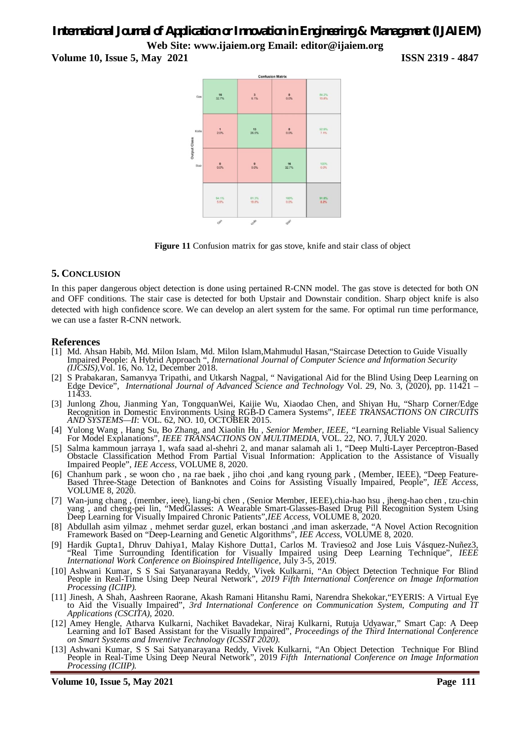Confusion Matrix

Output Class

Gas: 16 32.7% | 3 6.1% | 0 0.0% | 84.2% 15.8%

Knife: 1 2.0% | 13 26.5% | 0 0.0% | 92.9% 7.1%

Stair: 0 0.0% | 0 0.0% | 16 32.7% | 100% 0.0%

94.1% 5.9% | 81.3% 18.8% | 100% 0.0% | 91.8% 8.2%

Gas, Knife, Stair

**Figure 11** Confusion matrix for gas stove, knife and stair class of object

## 5. CONCLUSION

In this paper dangerous object detection is done using pertained R-CNN model. The gas stove is detected for both ON and OFF conditions. The stair case is detected for both Upstair and Downstair condition. Sharp object knife is also detected with high confidence score. We can develop an alert system for the same. For optimal run time performance, we can use a faster R-CNN network.

## References

[1] Md. Ahsan Habib, Md. Milon Islam, Md. Milon Islam,Mahmudul Hasan,"Staircase Detection to Guide Visually Impaired People: A Hybrid Approach ", *International Journal of Computer Science and Information Security (IJCSIS)*,Vol. 16, No. 12, December 2018.

[2] S Prabakaran, Samanvya Tripathi, and Utkarsh Nagpal, " Navigational Aid for the Blind Using Deep Learning on Edge Device", *International Journal of Advanced Science and Technology* Vol. 29, No. 3, (2020), pp. 11421 – 11433.

[3] Junlong Zhou, Jianming Yan, TongquanWei, Kaijie Wu, Xiaodao Chen, and Shiyan Hu, "Sharp Corner/Edge Recognition in Domestic Environments Using RGB-D Camera Systems", *IEEE TRANSACTIONS ON CIRCUITS AND SYSTEMS—II*: VOL. 62, NO. 10, OCTOBER 2015.

[4] Yulong Wang , Hang Su, Bo Zhang, and Xiaolin Hu , *Senior Member, IEEE*, "Learning Reliable Visual Saliency For Model Explanations", *IEEE TRANSACTIONS ON MULTIMEDIA*, VOL. 22, NO. 7, JULY 2020.

[5] Salma kammoun jarraya 1, wafa saad al-shehri 2, and manar salamah ali 1, "Deep Multi-Layer Perceptron-Based Obstacle Classification Method From Partial Visual Information: Application to the Assistance of Visually Impaired People", *IEE Access*, VOLUME 8, 2020.

[6] Chanhum park , se woon cho , na rae baek , jiho choi ,and kang ryoung park , (Member, IEEE), "Deep Feature-Based Three-Stage Detection of Banknotes and Coins for Assisting Visually Impaired, People", *IEE Access*, VOLUME 8, 2020.

[7] Wan-jung chang , (member, ieee), liang-bi chen , (Senior Member, IEEE),chia-hao hsu , jheng-hao chen , tzu-chin yang , and cheng-pei lin, "MedGlasses: A Wearable Smart-Glasses-Based Drug Pill Recognition System Using Deep Learning for Visually Impaired Chronic Patients",*IEE Access*, VOLUME 8, 2020.

[8] Abdullah asim yilmaz , mehmet serdar guzel, erkan bostanci ,and iman askerzade, "A Novel Action Recognition Framework Based on "Deep-Learning and Genetic Algorithms", *IEE Access*, VOLUME 8, 2020.

[9] Hardik Gupta1, Dhruv Dahiya1, Malay Kishore Dutta1, Carlos M. Travieso2 and Jose Luis Vásquez-Nuñez3, "Real Time Surrounding Identification for Visually Impaired using Deep Learning Technique", *IEEE International Work Conference on Bioinspired Intelligence*, July 3-5, 2019.

[10] Ashwani Kumar, S S Sai Satyanarayana Reddy, Vivek Kulkarni, "An Object Detection Technique For Blind People in Real-Time Using Deep Neural Network", *2019 Fifth International Conference on Image Information Processing (ICIIP).*

[11] Jinesh, A Shah, Aashreen Raorane, Akash Ramani Hitanshu Rami, Narendra Shekokar,"EYERIS: A Virtual Eye to Aid the Visually Impaired", *3rd International Conference on Communication System, Computing and IT Applications (CSCITA)*, 2020.

[12] Amey Hengle, Atharva Kulkarni, Nachiket Bavadekar, Niraj Kulkarni, Rutuja Udyawar," Smart Cap: A Deep Learning and IoT Based Assistant for the Visually Impaired", *Proceedings of the Third International Conference on Smart Systems and Inventive Technology (ICSSIT 2020).*

[13] Ashwani Kumar, S S Sai Satyanarayana Reddy, Vivek Kulkarni, "An Object Detection Technique For Blind People in Real-Time Using Deep Neural Network", 2019 *Fifth International Conference on Image Information Processing (ICIIP).*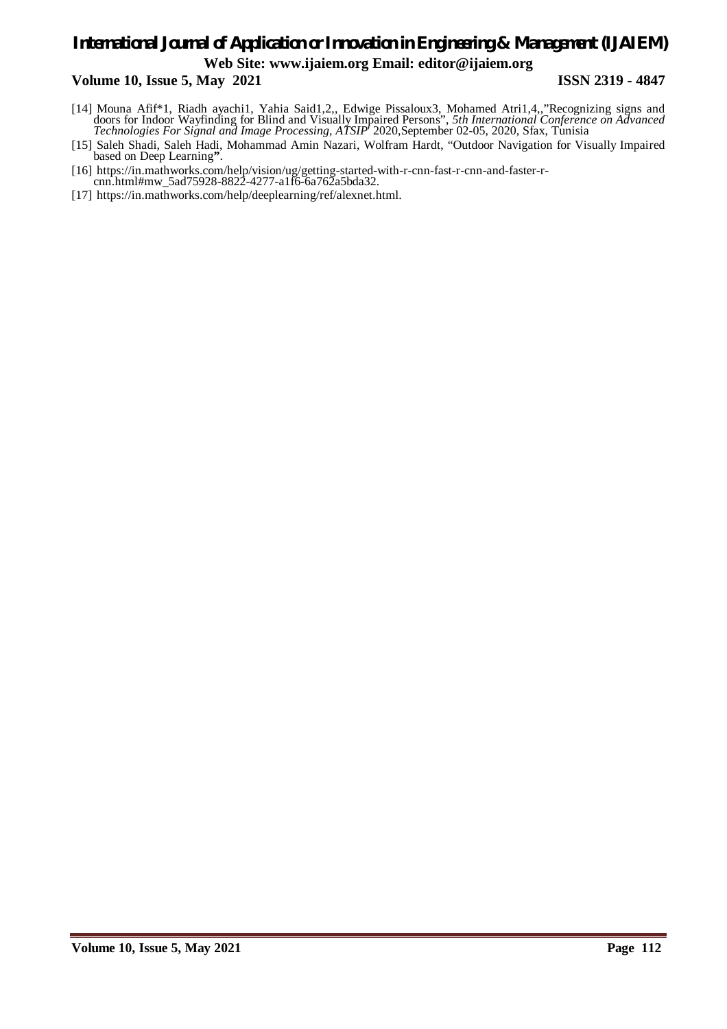[14] Mouna Afif*1, Riadh ayachi1, Yahia Said1,2,, Edwige Pissaloux3, Mohamed Atri1,4,,"Recognizing signs and doors for Indoor Wayfinding for Blind and Visually Impaired Persons", *5th International Conference on Advanced Technologies For Signal and Image Processing, ATSIP'* 2020,September 02-05, 2020, Sfax, Tunisia

[15] Saleh Shadi, Saleh Hadi, Mohammad Amin Nazari, Wolfram Hardt, "Outdoor Navigation for Visually Impaired based on Deep Learning".

[16] https://in.mathworks.com/help/vision/ug/getting-started-with-r-cnn-fast-r-cnn-and-faster-r-cnn.html#mw_5ad75928-8822-4277-a1f6-6a762a5bda32.

[17] https://in.mathworks.com/help/deeplearning/ref/alexnet.html.